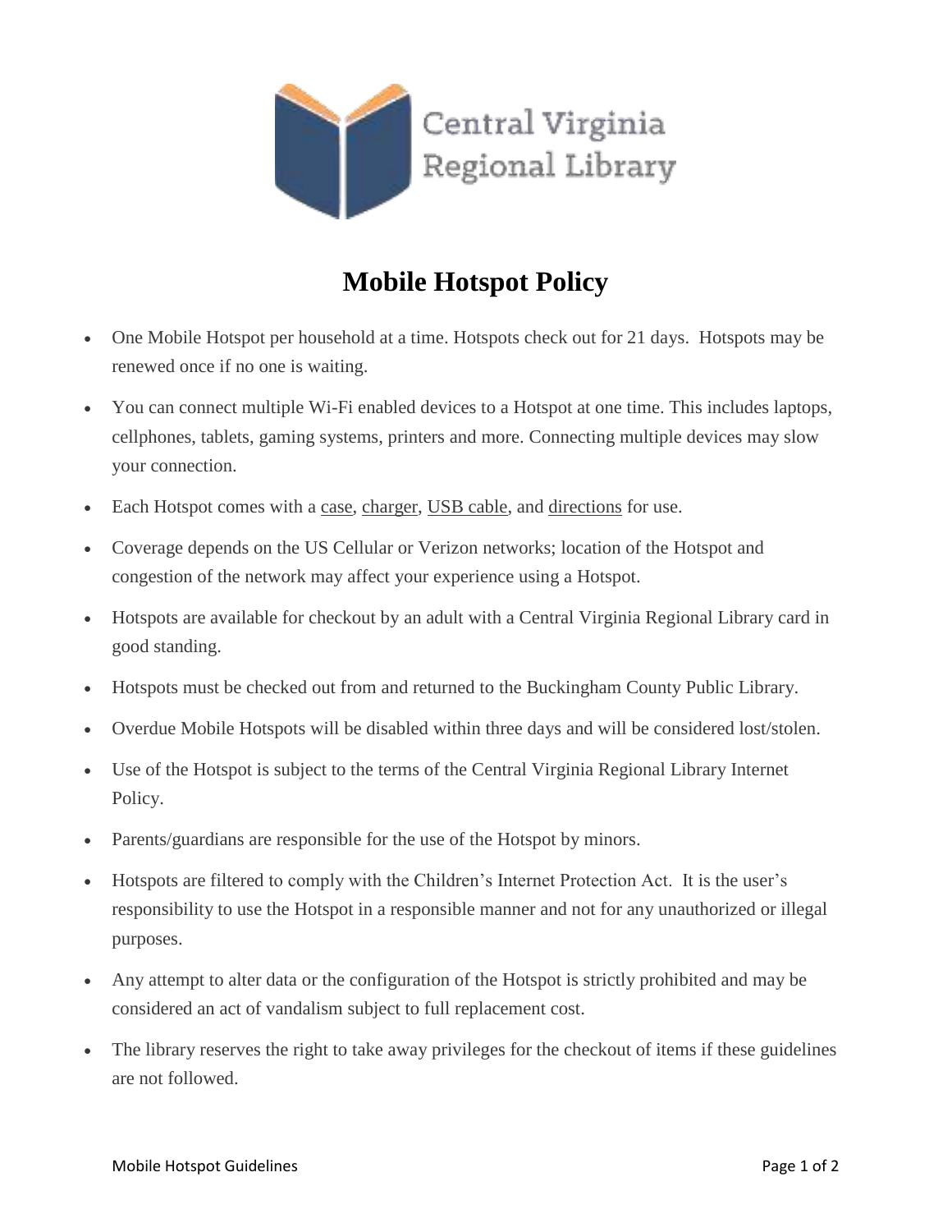Central Virginia Regional Library

# Mobile Hotspot Policy

- One Mobile Hotspot per household at a time. Hotspots check out for 21 days. Hotspots may be renewed once if no one is waiting.
- You can connect multiple Wi-Fi enabled devices to a Hotspot at one time. This includes laptops, cellphones, tablets, gaming systems, printers and more. Connecting multiple devices may slow your connection.
- Each Hotspot comes with a case, charger, USB cable, and directions for use.
- Coverage depends on the US Cellular or Verizon networks; location of the Hotspot and congestion of the network may affect your experience using a Hotspot.
- Hotspots are available for checkout by an adult with a Central Virginia Regional Library card in good standing.
- Hotspots must be checked out from and returned to the Buckingham County Public Library.
- Overdue Mobile Hotspots will be disabled within three days and will be considered lost/stolen.
- Use of the Hotspot is subject to the terms of the Central Virginia Regional Library Internet Policy.
- Parents/guardians are responsible for the use of the Hotspot by minors.
- Hotspots are filtered to comply with the Children's Internet Protection Act. It is the user's responsibility to use the Hotspot in a responsible manner and not for any unauthorized or illegal purposes.
- Any attempt to alter data or the configuration of the Hotspot is strictly prohibited and may be considered an act of vandalism subject to full replacement cost.
- The library reserves the right to take away privileges for the checkout of items if these guidelines are not followed.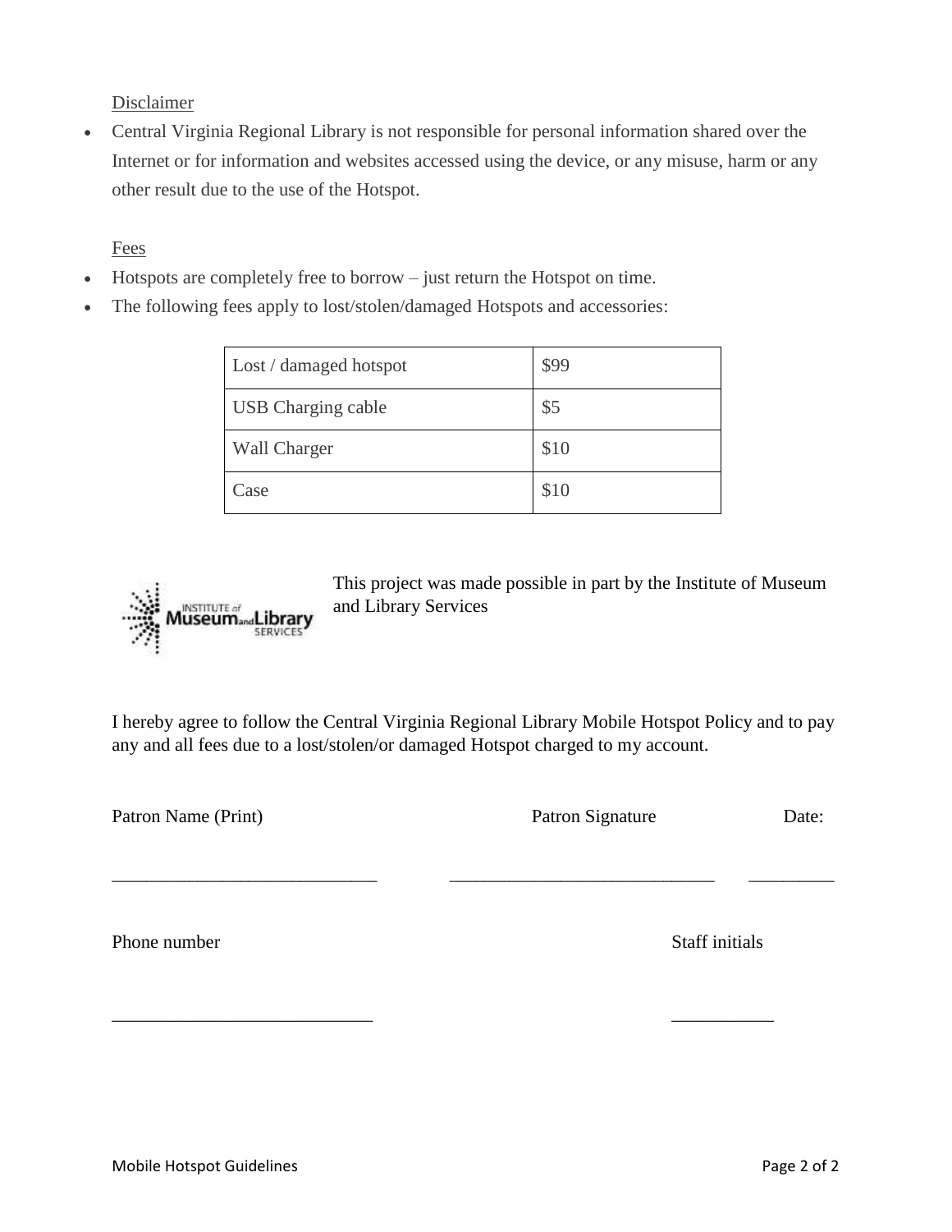Disclaimer

- Central Virginia Regional Library is not responsible for personal information shared over the Internet or for information and websites accessed using the device, or any misuse, harm or any other result due to the use of the Hotspot.

Fees

- Hotspots are completely free to borrow – just return the Hotspot on time.
- The following fees apply to lost/stolen/damaged Hotspots and accessories:

| | |
|---|---|
| Lost / damaged hotspot | $99 |
| USB Charging cable | $5 |
| Wall Charger | $10 |
| Case | $10 |

This project was made possible in part by the Institute of Museum and Library Services

I hereby agree to follow the Central Virginia Regional Library Mobile Hotspot Policy and to pay any and all fees due to a lost/stolen/or damaged Hotspot charged to my account.

Patron Name (Print) ____________________________

Patron Signature ____________________________

Date: _________

Phone number ___________________________

Staff initials ___________